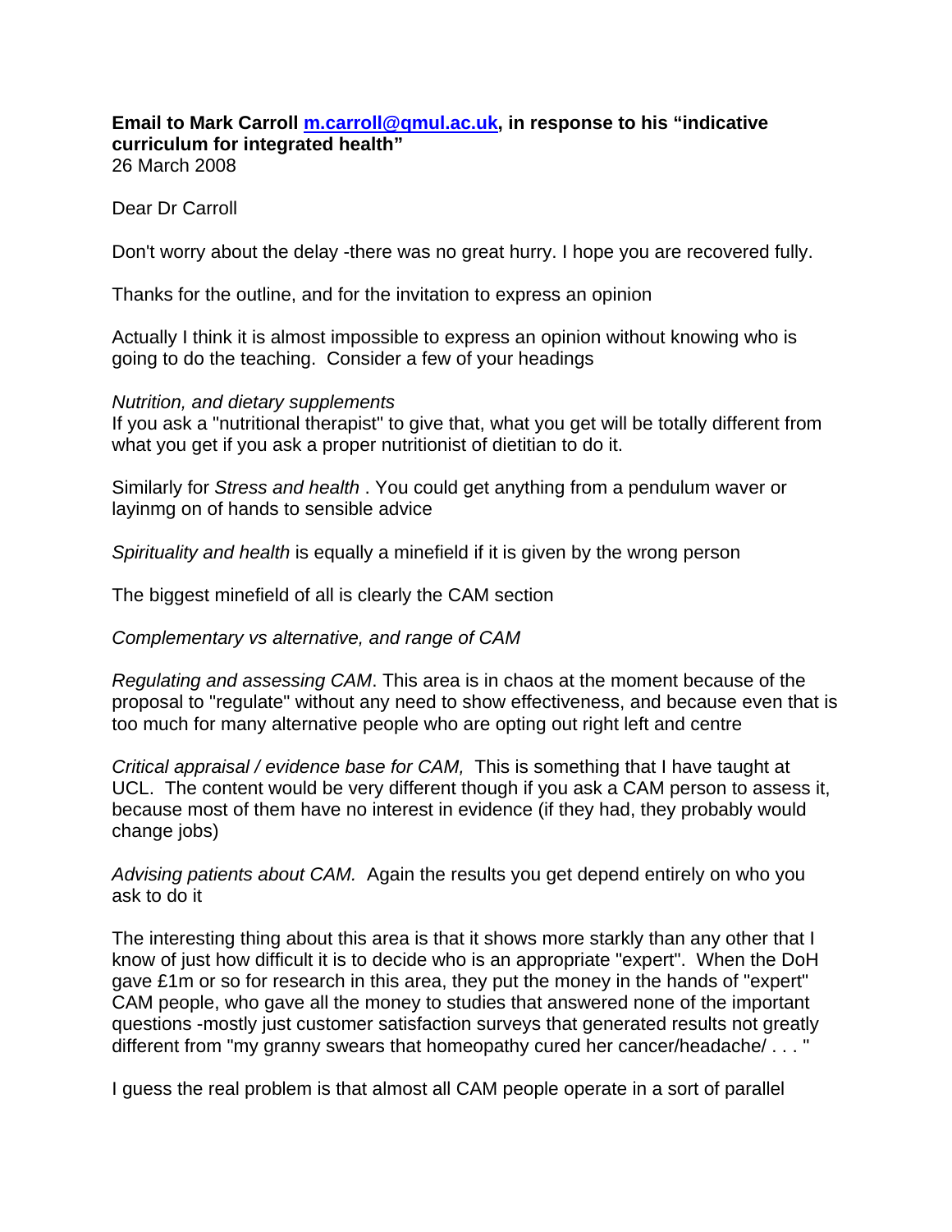**Email to Mark Carroll m.carroll@qmul.ac.uk, in response to his "indicative curriculum for integrated health"**
26 March 2008

Dear Dr Carroll

Don't worry about the delay -there was no great hurry. I hope you are recovered fully.

Thanks for the outline, and for the invitation to express an opinion

Actually I think it is almost impossible to express an opinion without knowing who is going to do the teaching.  Consider a few of your headings

*Nutrition, and dietary supplements*
If you ask a "nutritional therapist" to give that, what you get will be totally different from what you get if you ask a proper nutritionist of dietitian to do it.

Similarly for *Stress and health* . You could get anything from a pendulum waver or layinmg on of hands to sensible advice

*Spirituality and health* is equally a minefield if it is given by the wrong person

The biggest minefield of all is clearly the CAM section

*Complementary vs alternative, and range of CAM*

*Regulating and assessing CAM*. This area is in chaos at the moment because of the proposal to "regulate" without any need to show effectiveness, and because even that is too much for many alternative people who are opting out right left and centre

*Critical appraisal / evidence base for CAM,*  This is something that I have taught at UCL.  The content would be very different though if you ask a CAM person to assess it, because most of them have no interest in evidence (if they had, they probably would change jobs)

*Advising patients about CAM.*  Again the results you get depend entirely on who you ask to do it

The interesting thing about this area is that it shows more starkly than any other that I know of just how difficult it is to decide who is an appropriate "expert".  When the DoH gave £1m or so for research in this area, they put the money in the hands of "expert" CAM people, who gave all the money to studies that answered none of the important questions -mostly just customer satisfaction surveys that generated results not greatly different from "my granny swears that homeopathy cured her cancer/headache/ . . . "

I guess the real problem is that almost all CAM people operate in a sort of parallel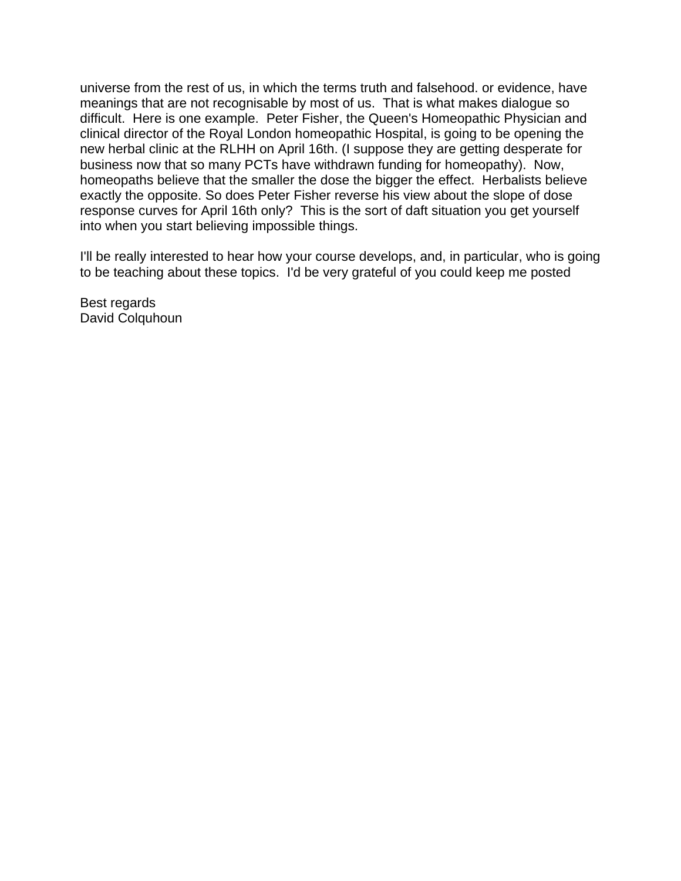universe from the rest of us, in which the terms truth and falsehood. or evidence, have meanings that are not recognisable by most of us. That is what makes dialogue so difficult. Here is one example. Peter Fisher, the Queen's Homeopathic Physician and clinical director of the Royal London homeopathic Hospital, is going to be opening the new herbal clinic at the RLHH on April 16th. (I suppose they are getting desperate for business now that so many PCTs have withdrawn funding for homeopathy). Now, homeopaths believe that the smaller the dose the bigger the effect. Herbalists believe exactly the opposite. So does Peter Fisher reverse his view about the slope of dose response curves for April 16th only? This is the sort of daft situation you get yourself into when you start believing impossible things.

I'll be really interested to hear how your course develops, and, in particular, who is going to be teaching about these topics. I'd be very grateful of you could keep me posted

Best regards
David Colquhoun